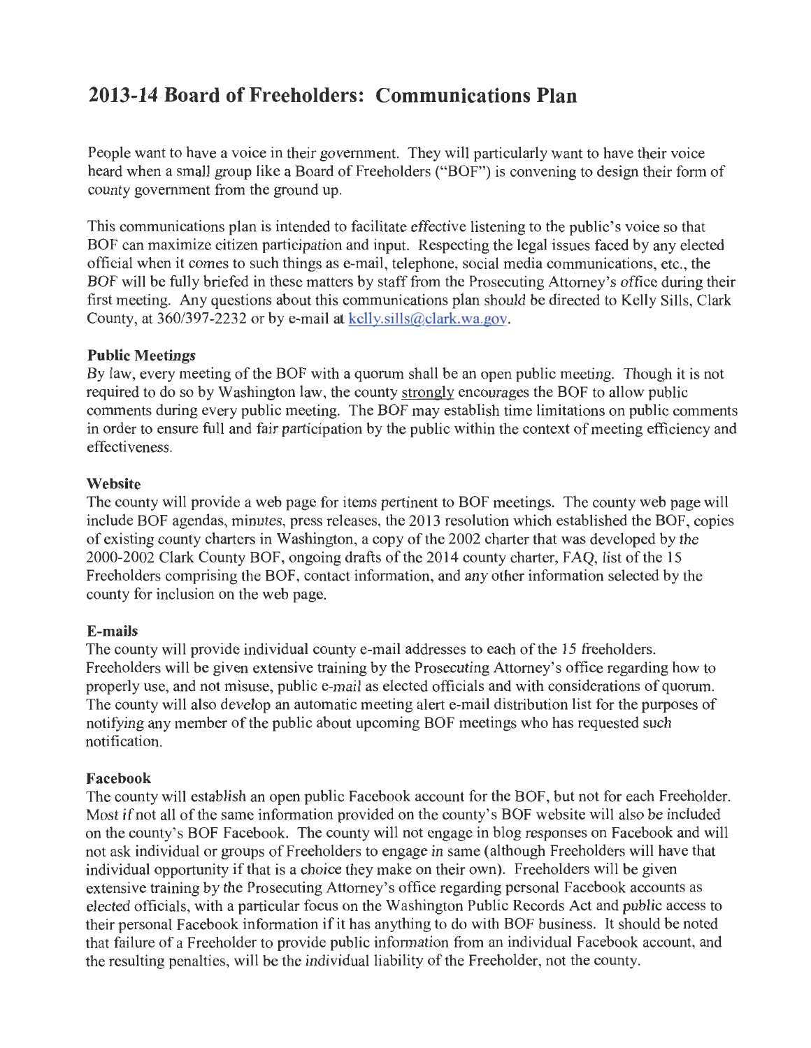# 2013-14 Board of Freeholders: Communications Plan

People want to have a voice in their government. They will particularly want to have their voice heard when a small group like a Board of Freeholders ("BOF") is convening to design their form of county government from the ground up.

This communications plan is intended to facilitate effective listening to the public's voice so that BOF can maximize citizen participation and input. Respecting the legal issues faced by any elected official when it comes to such things as e-mail, telephone, social media communications, etc., the BOF will be fully briefed in these matters by staff from the Prosecuting Attorney's office during their first meeting. Any questions about this communications plan should be directed to Kelly Sills, Clark County, at 360/397-2232 or by e-mail at kelly.sills@clark.wa.gov.

**Public Meetings**

By law, every meeting of the BOF with a quorum shall be an open public meeting. Though it is not required to do so by Washington law, the county strongly encourages the BOF to allow public comments during every public meeting. The BOF may establish time limitations on public comments in order to ensure full and fair participation by the public within the context of meeting efficiency and effectiveness.

**Website**

The county will provide a web page for items pertinent to BOF meetings. The county web page will include BOF agendas, minutes, press releases, the 2013 resolution which established the BOF, copies of existing county charters in Washington, a copy of the 2002 charter that was developed by the 2000-2002 Clark County BOF, ongoing drafts of the 2014 county charter, FAQ, list of the 15 Freeholders comprising the BOF, contact information, and any other information selected by the county for inclusion on the web page.

**E-mails**

The county will provide individual county e-mail addresses to each of the 15 freeholders. Freeholders will be given extensive training by the Prosecuting Attorney's office regarding how to properly use, and not misuse, public e-mail as elected officials and with considerations of quorum. The county will also develop an automatic meeting alert e-mail distribution list for the purposes of notifying any member of the public about upcoming BOF meetings who has requested such notification.

**Facebook**

The county will establish an open public Facebook account for the BOF, but not for each Freeholder. Most if not all of the same information provided on the county's BOF website will also be included on the county's BOF Facebook. The county will not engage in blog responses on Facebook and will not ask individual or groups of Freeholders to engage in same (although Freeholders will have that individual opportunity if that is a choice they make on their own). Freeholders will be given extensive training by the Prosecuting Attorney's office regarding personal Facebook accounts as elected officials, with a particular focus on the Washington Public Records Act and public access to their personal Facebook information if it has anything to do with BOF business. It should be noted that failure of a Freeholder to provide public information from an individual Facebook account, and the resulting penalties, will be the individual liability of the Freeholder, not the county.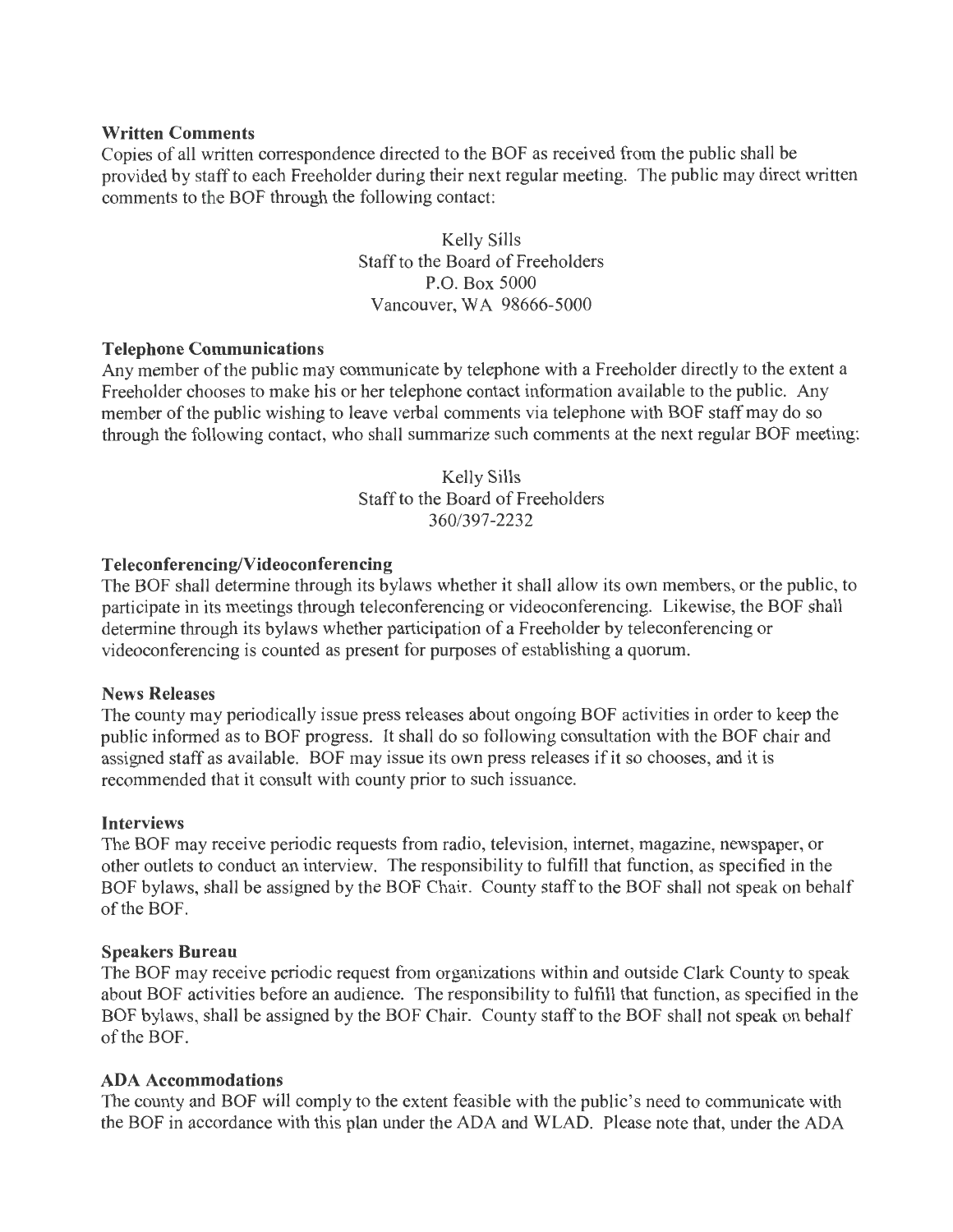**Written Comments**

Copies of all written correspondence directed to the BOF as received from the public shall be provided by staff to each Freeholder during their next regular meeting. The public may direct written comments to the BOF through the following contact:

Kelly Sills
Staff to the Board of Freeholders
P.O. Box 5000
Vancouver, WA 98666-5000

**Telephone Communications**

Any member of the public may communicate by telephone with a Freeholder directly to the extent a Freeholder chooses to make his or her telephone contact information available to the public. Any member of the public wishing to leave verbal comments via telephone with BOF staff may do so through the following contact, who shall summarize such comments at the next regular BOF meeting:

Kelly Sills
Staff to the Board of Freeholders
360/397-2232

**Teleconferencing/Videoconferencing**

The BOF shall determine through its bylaws whether it shall allow its own members, or the public, to participate in its meetings through teleconferencing or videoconferencing. Likewise, the BOF shall determine through its bylaws whether participation of a Freeholder by teleconferencing or videoconferencing is counted as present for purposes of establishing a quorum.

**News Releases**

The county may periodically issue press releases about ongoing BOF activities in order to keep the public informed as to BOF progress. It shall do so following consultation with the BOF chair and assigned staff as available. BOF may issue its own press releases if it so chooses, and it is recommended that it consult with county prior to such issuance.

**Interviews**

The BOF may receive periodic requests from radio, television, internet, magazine, newspaper, or other outlets to conduct an interview. The responsibility to fulfill that function, as specified in the BOF bylaws, shall be assigned by the BOF Chair. County staff to the BOF shall not speak on behalf of the BOF.

**Speakers Bureau**

The BOF may receive periodic request from organizations within and outside Clark County to speak about BOF activities before an audience. The responsibility to fulfill that function, as specified in the BOF bylaws, shall be assigned by the BOF Chair. County staff to the BOF shall not speak on behalf of the BOF.

**ADA Accommodations**

The county and BOF will comply to the extent feasible with the public's need to communicate with the BOF in accordance with this plan under the ADA and WLAD. Please note that, under the ADA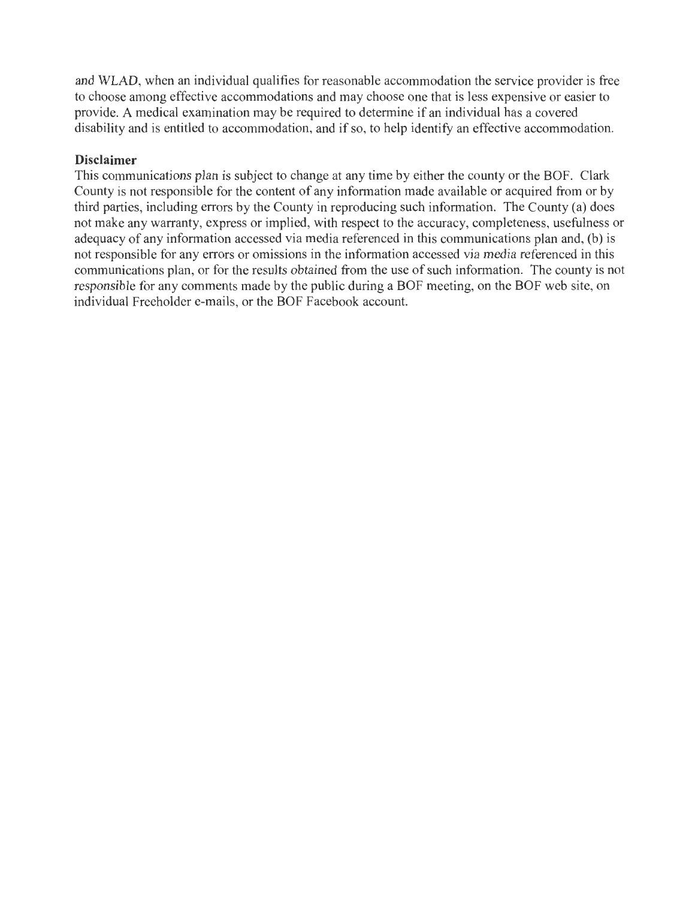and WLAD, when an individual qualifies for reasonable accommodation the service provider is free to choose among effective accommodations and may choose one that is less expensive or easier to provide. A medical examination may be required to determine if an individual has a covered disability and is entitled to accommodation, and if so, to help identify an effective accommodation.

**Disclaimer**

This communications plan is subject to change at any time by either the county or the BOF. Clark County is not responsible for the content of any information made available or acquired from or by third parties, including errors by the County in reproducing such information. The County (a) does not make any warranty, express or implied, with respect to the accuracy, completeness, usefulness or adequacy of any information accessed via media referenced in this communications plan and, (b) is not responsible for any errors or omissions in the information accessed via media referenced in this communications plan, or for the results obtained from the use of such information. The county is not responsible for any comments made by the public during a BOF meeting, on the BOF web site, on individual Freeholder e-mails, or the BOF Facebook account.